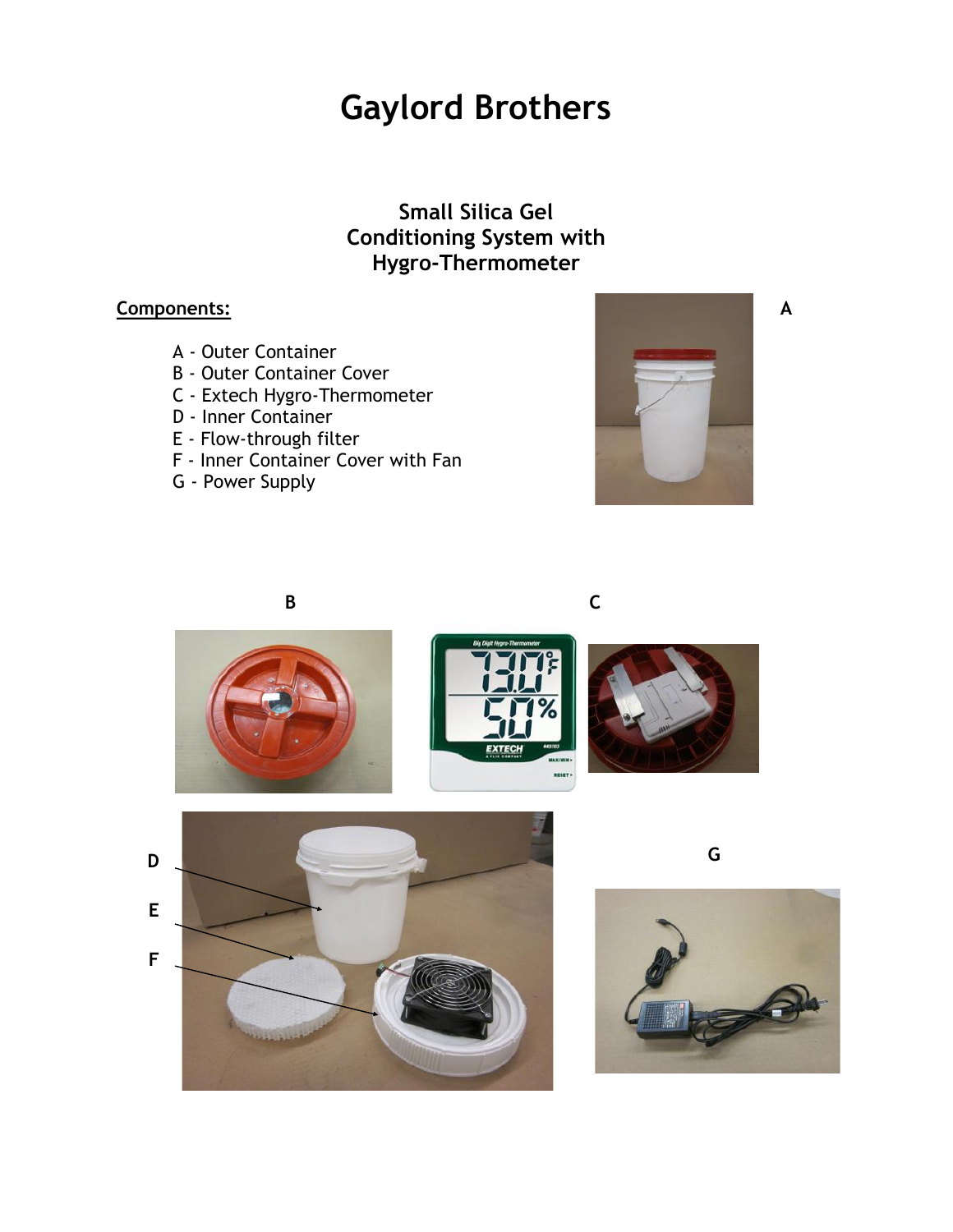# Gaylord Brothers

## Small Silica Gel Conditioning System with Hygro-Thermometer

**Components:**

- A - Outer Container
- B - Outer Container Cover
- C - Extech Hygro-Thermometer
- D - Inner Container
- E - Flow-through filter
- F - Inner Container Cover with Fan
- G - Power Supply

A

B

C

D

E

F

G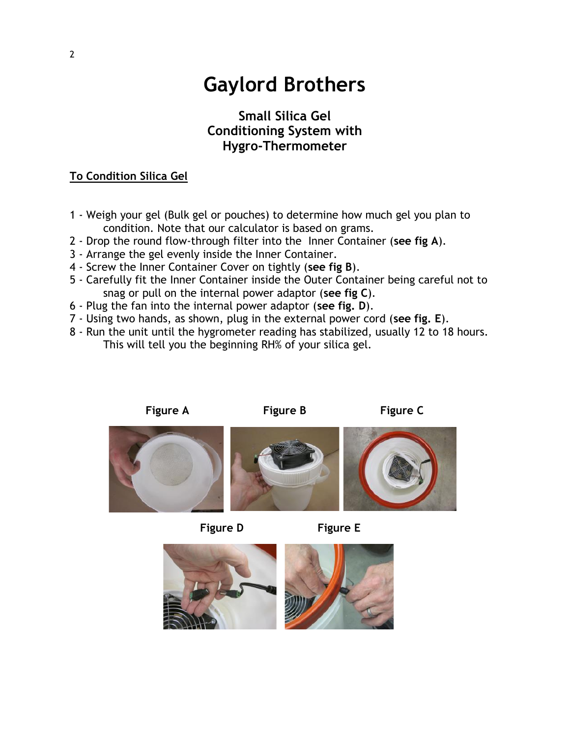# Gaylord Brothers

## Small Silica Gel Conditioning System with Hygro-Thermometer

**To Condition Silica Gel**

1 - Weigh your gel (Bulk gel or pouches) to determine how much gel you plan to condition. Note that our calculator is based on grams.
2 - Drop the round flow-through filter into the Inner Container (**see fig A**).
3 - Arrange the gel evenly inside the Inner Container.
4 - Screw the Inner Container Cover on tightly (**see fig B**).
5 - Carefully fit the Inner Container inside the Outer Container being careful not to snag or pull on the internal power adaptor (**see fig C**).
6 - Plug the fan into the internal power adaptor (**see fig. D**).
7 - Using two hands, as shown, plug in the external power cord (**see fig. E**).
8 - Run the unit until the hygrometer reading has stabilized, usually 12 to 18 hours. This will tell you the beginning RH% of your silica gel.

**Figure A**

**Figure B**

**Figure C**

**Figure D**

**Figure E**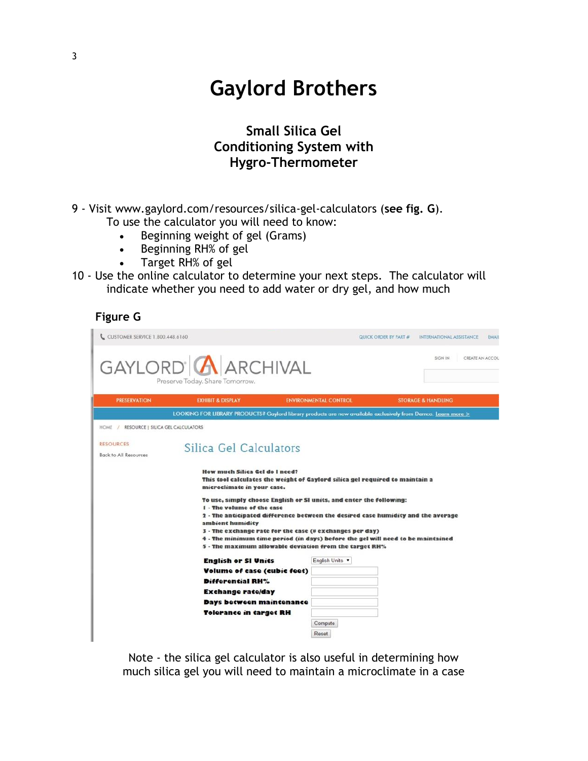# Gaylord Brothers

## Small Silica Gel Conditioning System with Hygro-Thermometer

9 - Visit www.gaylord.com/resources/silica-gel-calculators (**see fig. G**).
To use the calculator you will need to know:

- Beginning weight of gel (Grams)
- Beginning RH% of gel
- Target RH% of gel

10 - Use the online calculator to determine your next steps. The calculator will indicate whether you need to add water or dry gel, and how much

**Figure G**

CUSTOMER SERVICE 1.800.448.6160 | QUICK ORDER BY PART # | INTERNATIONAL ASSISTANCE | EMAIL

GAYLORD ARCHIVAL
Preserve Today. Share Tomorrow.

SIGN IN | CREATE AN ACCOU

PRESERVATION | EXHIBIT & DISPLAY | ENVIRONMENTAL CONTROL | STORAGE & HANDLING

LOOKING FOR LIBRARY PRODUCTS? Gaylord library products are now available exclusively from Demco. Learn more >

HOME / RESOURCE | SILICA GEL CALCULATORS

RESOURCES
Back to All Resources

Silica Gel Calculators

**How much Silica Gel do I need?**
**This tool calculates the weight of Gaylord silica gel required to maintain a microclimate in your case.**

**To use, simply choose English or SI units, and enter the following:**
**1 - The volume of the case**
**2 - The anticipated difference between the desired case humidity and the average ambient humidity**
**3 - The exchange rate for the case (# exchanges per day)**
**4 - The minimum time period (in days) before the gel will need to be maintained**
**5 - The maximum allowable deviation from the target RH%**

| | |
|---|---|
| **English or SI Units** | English Units ▾ |
| **Volume of case (cubic feet)** | |
| **Differential RH%** | |
| **Exchange rate/day** | |
| **Days between maintenance** | |
| **Tolerance in target RH** | |
| | Compute |
| | Reset |

Note - the silica gel calculator is also useful in determining how much silica gel you will need to maintain a microclimate in a case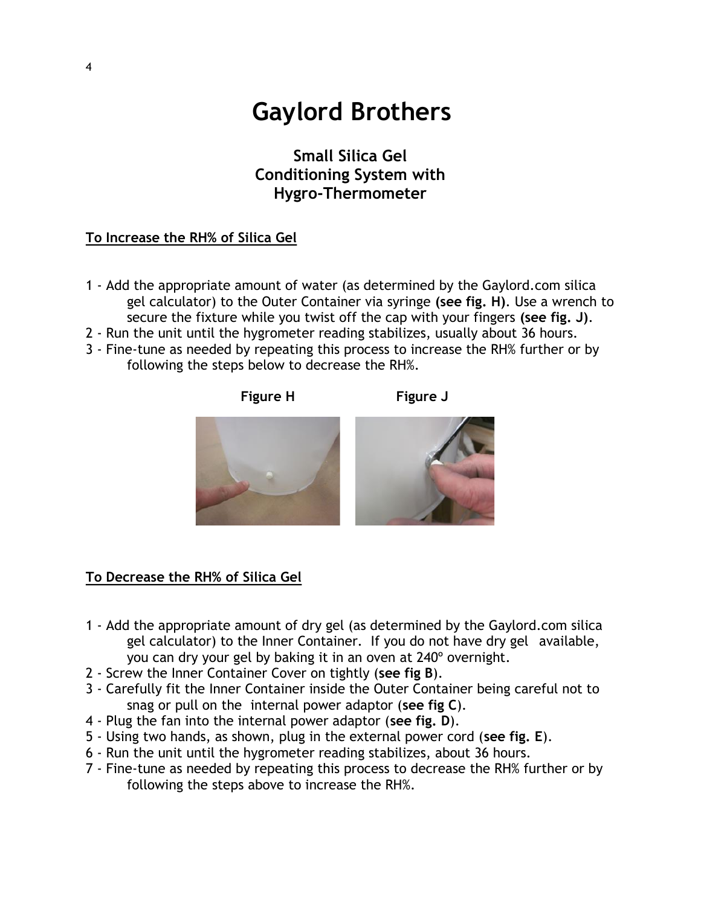# Gaylord Brothers

## Small Silica Gel Conditioning System with Hygro-Thermometer

### To Increase the RH% of Silica Gel

1 - Add the appropriate amount of water (as determined by the Gaylord.com silica gel calculator) to the Outer Container via syringe **(see fig. H)**. Use a wrench to secure the fixture while you twist off the cap with your fingers **(see fig. J)**.
2 - Run the unit until the hygrometer reading stabilizes, usually about 36 hours.
3 - Fine-tune as needed by repeating this process to increase the RH% further or by following the steps below to decrease the RH%.

**Figure H** **Figure J**

### To Decrease the RH% of Silica Gel

1 - Add the appropriate amount of dry gel (as determined by the Gaylord.com silica gel calculator) to the Inner Container. If you do not have dry gel available, you can dry your gel by baking it in an oven at 240º overnight.
2 - Screw the Inner Container Cover on tightly (**see fig B**).
3 - Carefully fit the Inner Container inside the Outer Container being careful not to snag or pull on the internal power adaptor (**see fig C**).
4 - Plug the fan into the internal power adaptor (**see fig. D**).
5 - Using two hands, as shown, plug in the external power cord (**see fig. E**).
6 - Run the unit until the hygrometer reading stabilizes, about 36 hours.
7 - Fine-tune as needed by repeating this process to decrease the RH% further or by following the steps above to increase the RH%.